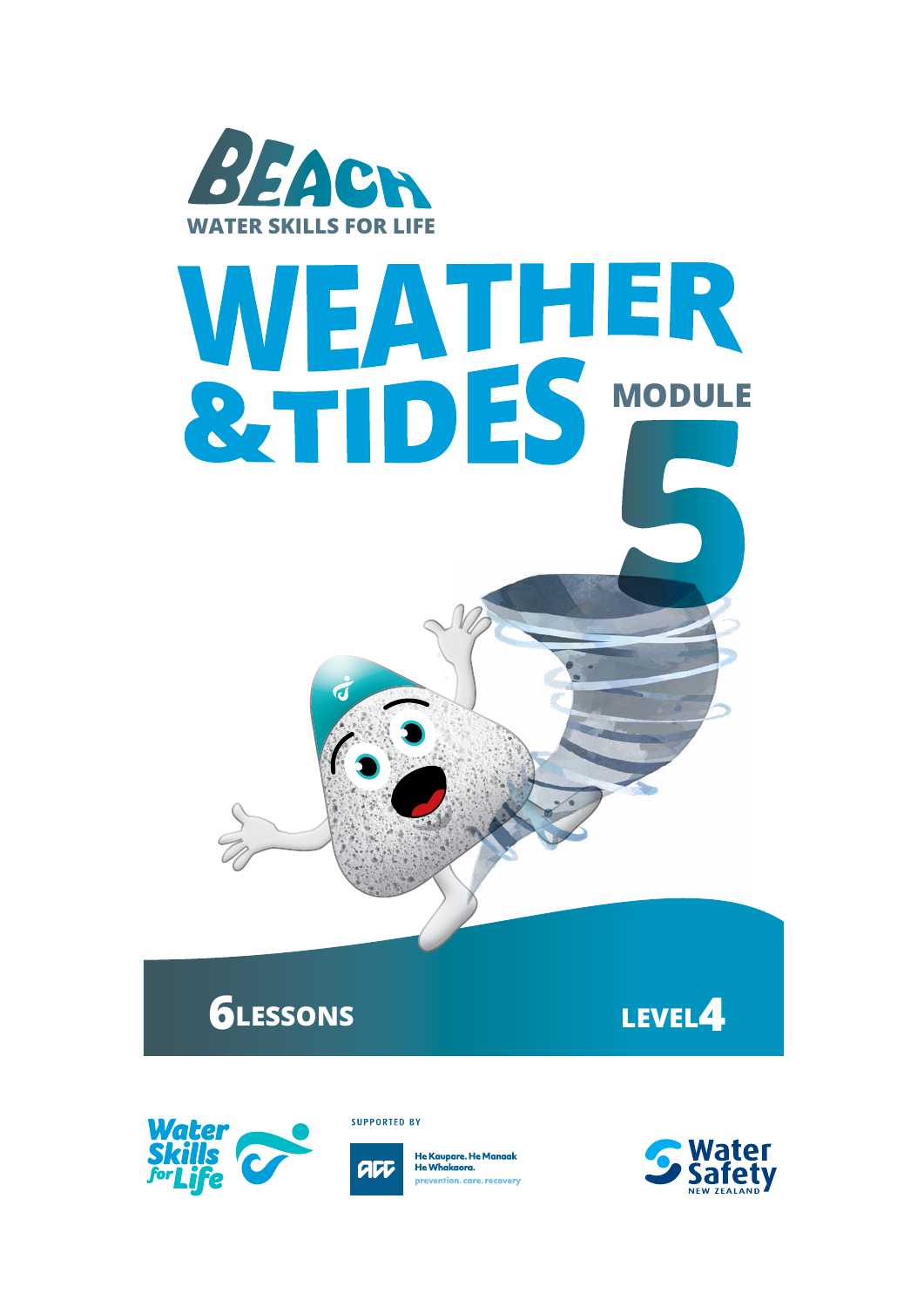# BEACH

WATER SKILLS FOR LIFE

# WEATHER & TIDES

## MODULE 5

**6 LESSONS**

**LEVEL 4**

Water Skills for Life

SUPPORTED BY

ACC — He Kaupare. He Manaaki. He Whakaora. prevention. care. recovery

Water Safety New Zealand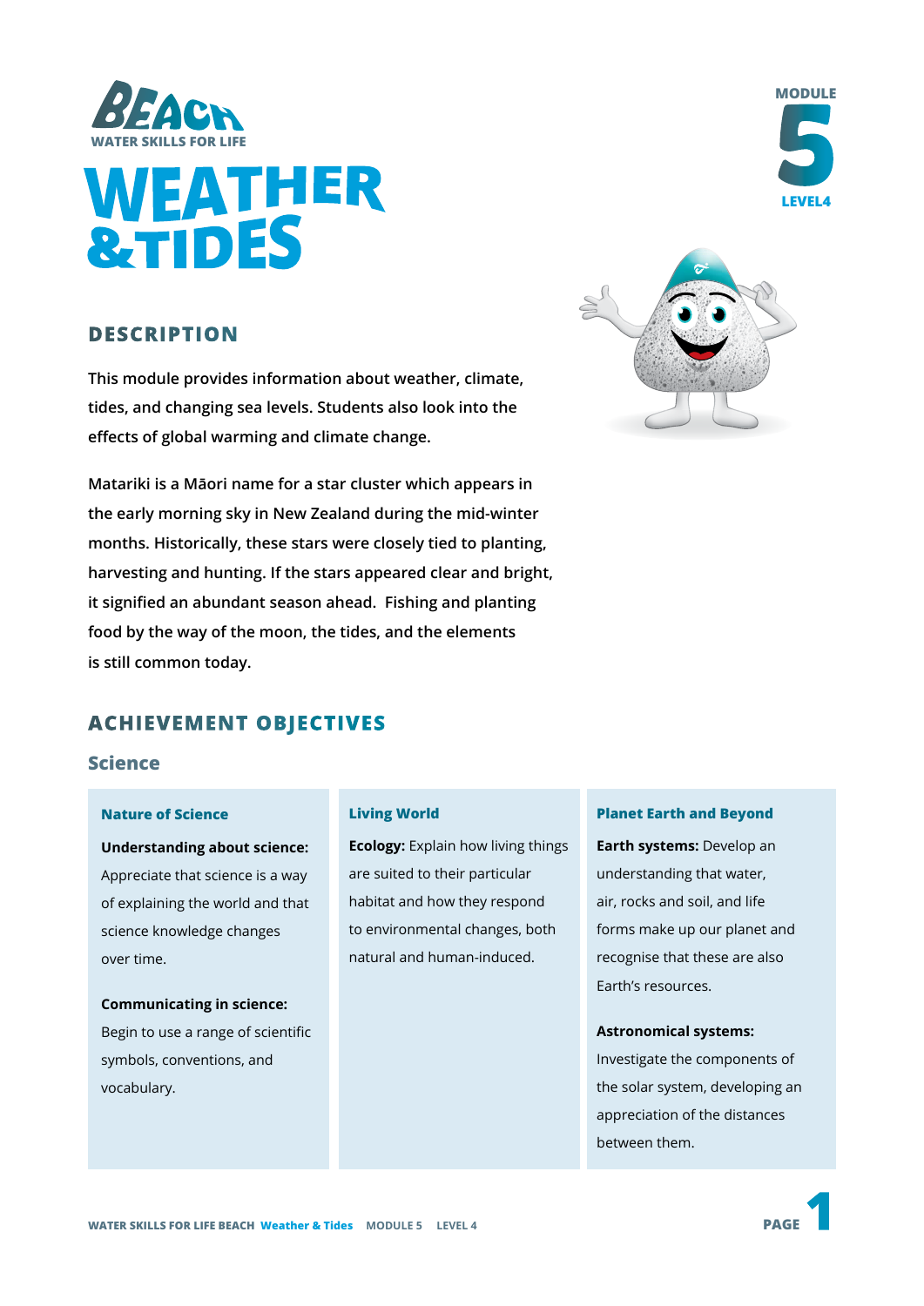BEACH
WATER SKILLS FOR LIFE

# WEATHER &TIDES

MODULE 5
LEVEL 4

## DESCRIPTION

This module provides information about weather, climate, tides, and changing sea levels. Students also look into the effects of global warming and climate change.

Matariki is a Māori name for a star cluster which appears in the early morning sky in New Zealand during the mid-winter months. Historically, these stars were closely tied to planting, harvesting and hunting. If the stars appeared clear and bright, it signified an abundant season ahead. Fishing and planting food by the way of the moon, the tides, and the elements is still common today.

## ACHIEVEMENT OBJECTIVES

### Science

#### Nature of Science

**Understanding about science:** Appreciate that science is a way of explaining the world and that science knowledge changes over time.

**Communicating in science:** Begin to use a range of scientific symbols, conventions, and vocabulary.

#### Living World

**Ecology:** Explain how living things are suited to their particular habitat and how they respond to environmental changes, both natural and human-induced.

#### Planet Earth and Beyond

**Earth systems:** Develop an understanding that water, air, rocks and soil, and life forms make up our planet and recognise that these are also Earth's resources.

**Astronomical systems:** Investigate the components of the solar system, developing an appreciation of the distances between them.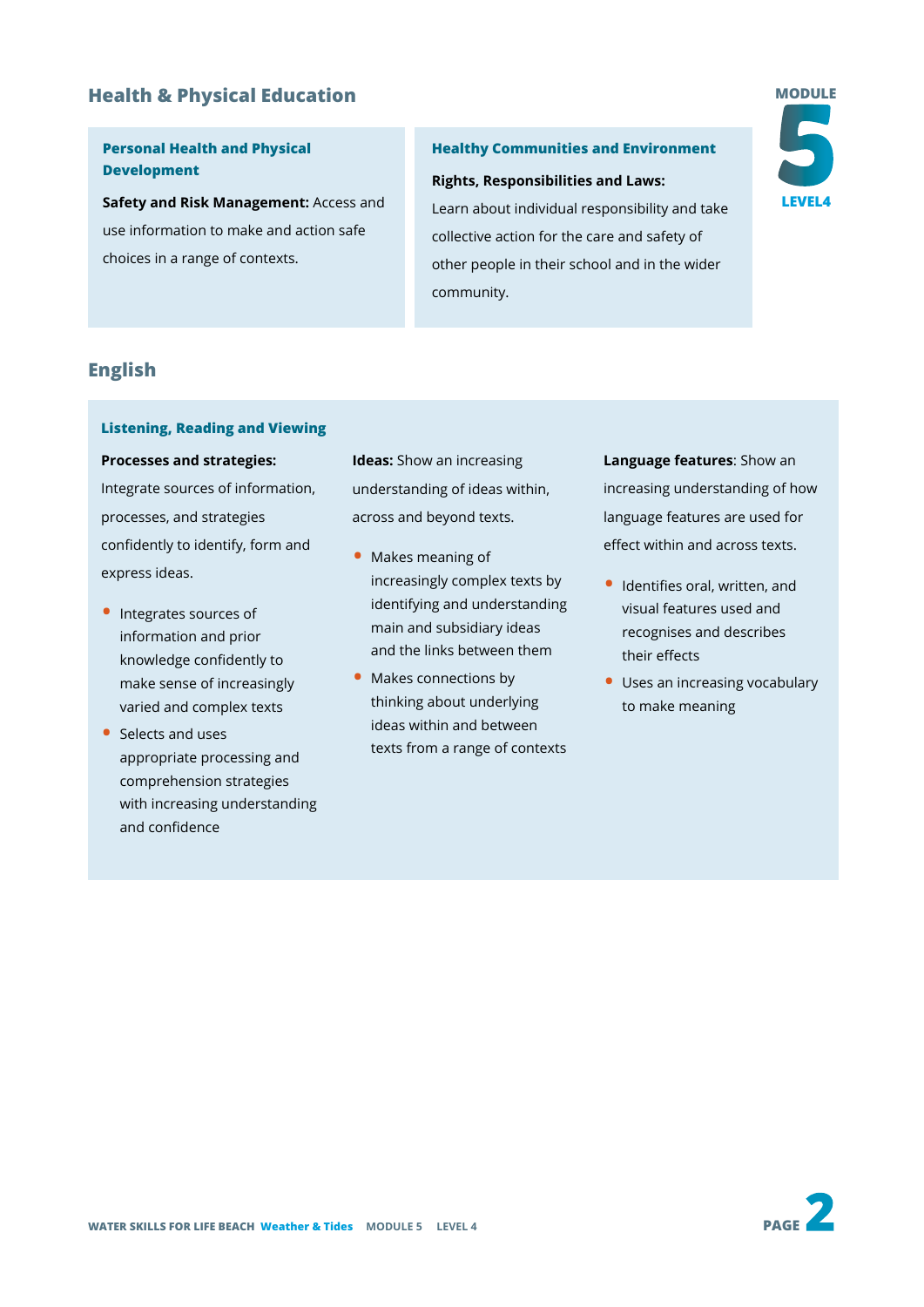## Health & Physical Education

### Personal Health and Physical Development

**Safety and Risk Management:** Access and use information to make and action safe choices in a range of contexts.

### Healthy Communities and Environment

**Rights, Responsibilities and Laws:**

Learn about individual responsibility and take collective action for the care and safety of other people in their school and in the wider community.

## English

### Listening, Reading and Viewing

**Processes and strategies:** Integrate sources of information, processes, and strategies confidently to identify, form and express ideas.

- Integrates sources of information and prior knowledge confidently to make sense of increasingly varied and complex texts
- Selects and uses appropriate processing and comprehension strategies with increasing understanding and confidence

**Ideas:** Show an increasing understanding of ideas within, across and beyond texts.

- Makes meaning of increasingly complex texts by identifying and understanding main and subsidiary ideas and the links between them
- Makes connections by thinking about underlying ideas within and between texts from a range of contexts

**Language features**: Show an increasing understanding of how language features are used for effect within and across texts.

- Identifies oral, written, and visual features used and recognises and describes their effects
- Uses an increasing vocabulary to make meaning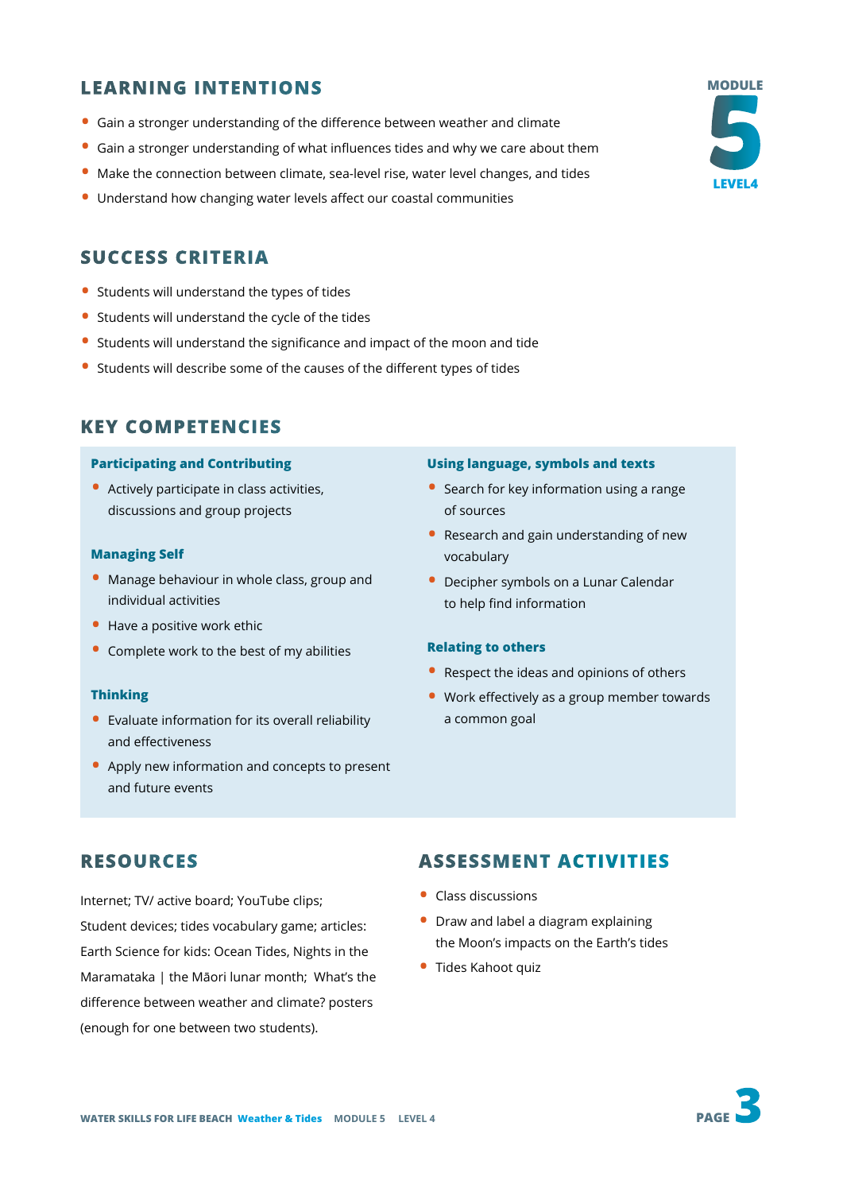## LEARNING INTENTIONS

- Gain a stronger understanding of the difference between weather and climate
- Gain a stronger understanding of what influences tides and why we care about them
- Make the connection between climate, sea-level rise, water level changes, and tides
- Understand how changing water levels affect our coastal communities

## SUCCESS CRITERIA

- Students will understand the types of tides
- Students will understand the cycle of the tides
- Students will understand the significance and impact of the moon and tide
- Students will describe some of the causes of the different types of tides

## KEY COMPETENCIES

### Participating and Contributing

- Actively participate in class activities, discussions and group projects

### Managing Self

- Manage behaviour in whole class, group and individual activities
- Have a positive work ethic
- Complete work to the best of my abilities

### Thinking

- Evaluate information for its overall reliability and effectiveness
- Apply new information and concepts to present and future events

### Using language, symbols and texts

- Search for key information using a range of sources
- Research and gain understanding of new vocabulary
- Decipher symbols on a Lunar Calendar to help find information

### Relating to others

- Respect the ideas and opinions of others
- Work effectively as a group member towards a common goal

## RESOURCES

Internet; TV/ active board; YouTube clips; Student devices; tides vocabulary game; articles: Earth Science for kids: Ocean Tides, Nights in the Maramataka | the Māori lunar month; What's the difference between weather and climate? posters (enough for one between two students).

## ASSESSMENT ACTIVITIES

- Class discussions
- Draw and label a diagram explaining the Moon's impacts on the Earth's tides
- Tides Kahoot quiz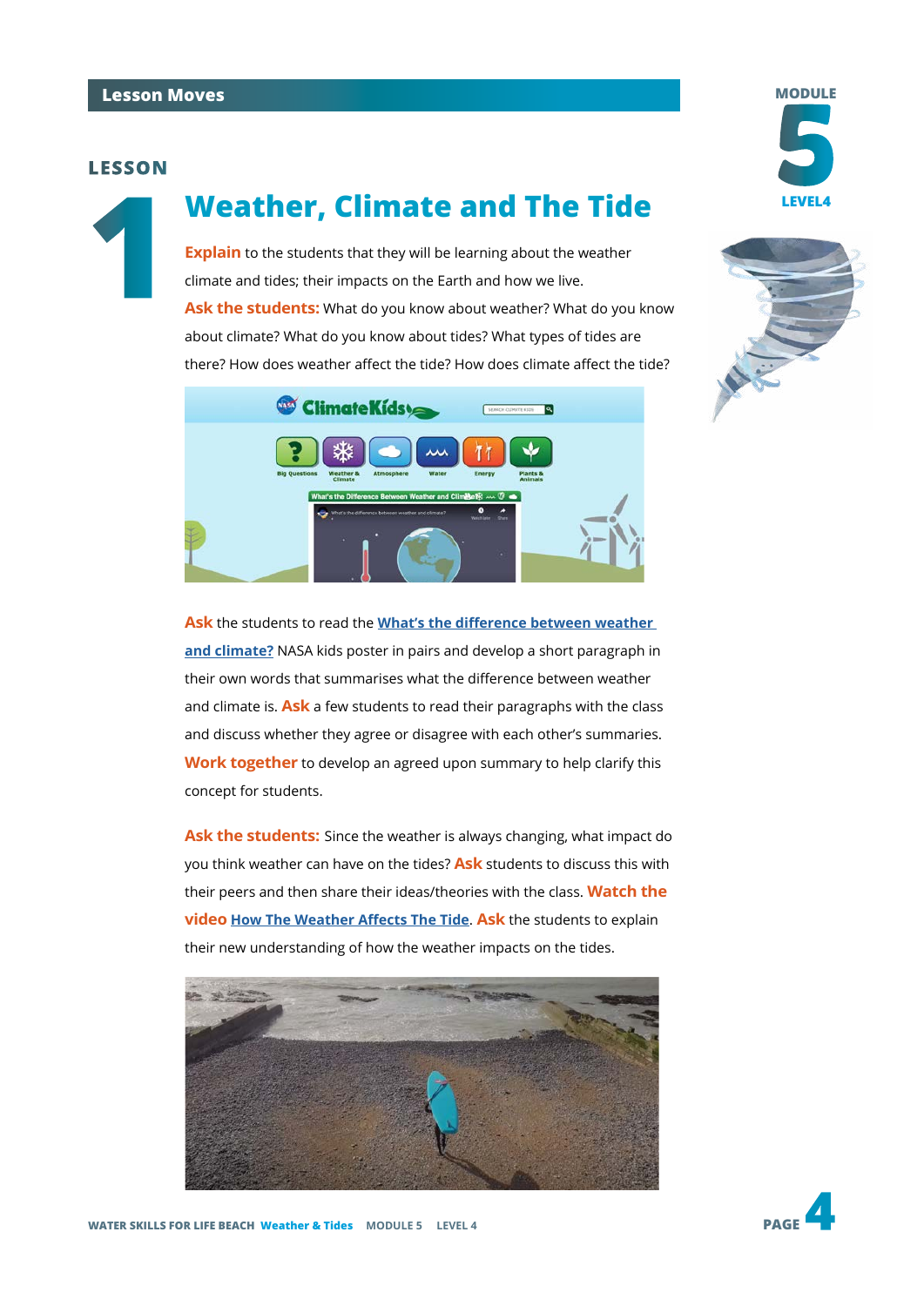## Lesson Moves

**MODULE 5**
**LEVEL4**

### LESSON 1

# Weather, Climate and The Tide

**Explain** to the students that they will be learning about the weather climate and tides; their impacts on the Earth and how we live.

**Ask the students:** What do you know about weather? What do you know about climate? What do you know about tides? What types of tides are there? How does weather affect the tide? How does climate affect the tide?

**Ask** the students to read the What's the difference between weather and climate? NASA kids poster in pairs and develop a short paragraph in their own words that summarises what the difference between weather and climate is. **Ask** a few students to read their paragraphs with the class and discuss whether they agree or disagree with each other's summaries. **Work together** to develop an agreed upon summary to help clarify this concept for students.

**Ask the students:** Since the weather is always changing, what impact do you think weather can have on the tides? **Ask** students to discuss this with their peers and then share their ideas/theories with the class. **Watch the video** How The Weather Affects The Tide. **Ask** the students to explain their new understanding of how the weather impacts on the tides.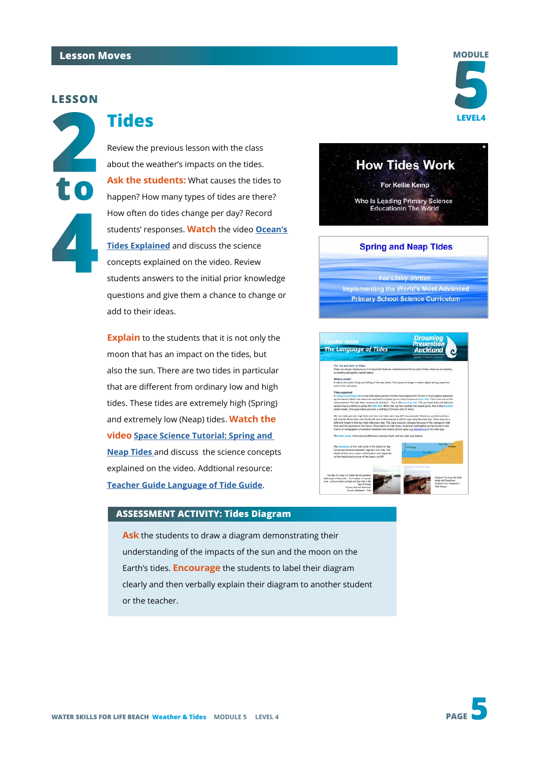## Lesson Moves

MODULE 5
LEVEL 4

# LESSON 2 to 4

## Tides

Review the previous lesson with the class about the weather's impacts on the tides. **Ask the students:** What causes the tides to happen? How many types of tides are there? How often do tides change per day? Record students' responses. **Watch** the video [Ocean's Tides Explained]() and discuss the science concepts explained on the video. Review students answers to the initial prior knowledge questions and give them a chance to change or add to their ideas.

**Explain** to the students that it is not only the moon that has an impact on the tides, but also the sun. There are two tides in particular that are different from ordinary low and high tides. These tides are extremely high (Spring) and extremely low (Neap) tides. **Watch the video** [Space Science Tutorial: Spring and Neap Tides]() and discuss the science concepts explained on the video. Addtional resource: [Teacher Guide Language of Tide Guide]().

### ASSESSMENT ACTIVITY: Tides Diagram

**Ask** the students to draw a diagram demonstrating their understanding of the impacts of the sun and the moon on the Earth's tides. **Encourage** the students to label their diagram clearly and then verbally explain their diagram to another student or the teacher.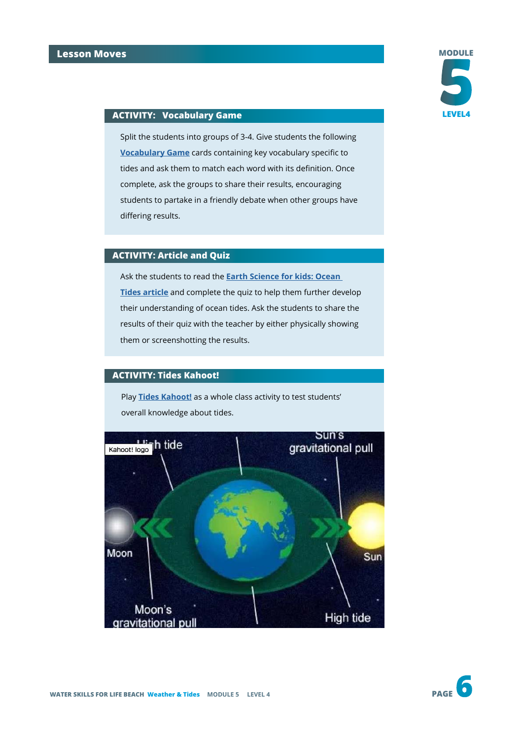## Lesson Moves

### ACTIVITY: Vocabulary Game

Split the students into groups of 3-4. Give students the following **Vocabulary Game** cards containing key vocabulary specific to tides and ask them to match each word with its definition. Once complete, ask the groups to share their results, encouraging students to partake in a friendly debate when other groups have differing results.

### ACTIVITY: Article and Quiz

Ask the students to read the **Earth Science for kids: Ocean Tides article** and complete the quiz to help them further develop their understanding of ocean tides. Ask the students to share the results of their quiz with the teacher by either physically showing them or screenshotting the results.

### ACTIVITY: Tides Kahoot!

Play **Tides Kahoot!** as a whole class activity to test students' overall knowledge about tides.

Kahoot! logo

High tide

Sun's gravitational pull

Moon

Sun

Moon's gravitational pull

High tide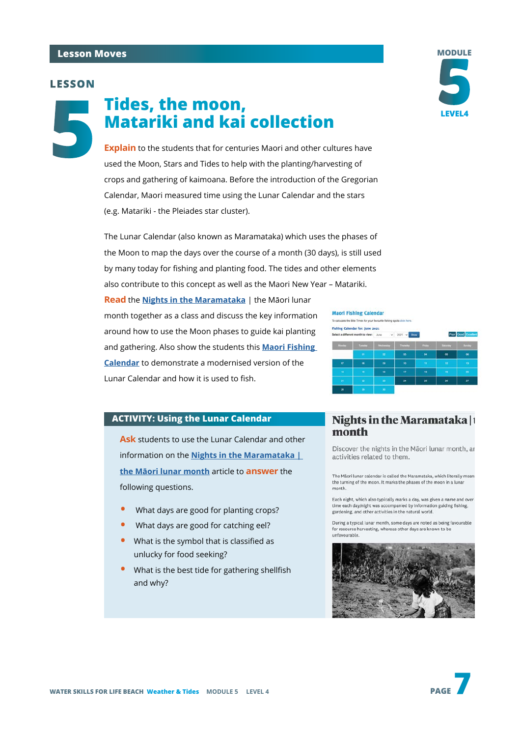## Lesson Moves

MODULE 5 LEVEL 4

# LESSON 5 Tides, the moon, Matariki and kai collection

**Explain** to the students that for centuries Maori and other cultures have used the Moon, Stars and Tides to help with the planting/harvesting of crops and gathering of kaimoana. Before the introduction of the Gregorian Calendar, Maori measured time using the Lunar Calendar and the stars (e.g. Matariki - the Pleiades star cluster).

The Lunar Calendar (also known as Maramataka) which uses the phases of the Moon to map the days over the course of a month (30 days), is still used by many today for fishing and planting food. The tides and other elements also contribute to this concept as well as the Maori New Year – Matariki.

**Read** the Nights in the Maramataka | the Māori lunar month together as a class and discuss the key information around how to use the Moon phases to guide kai planting and gathering. Also show the students this Maori Fishing Calendar to demonstrate a modernised version of the Lunar Calendar and how it is used to fish.

### ACTIVITY: Using the Lunar Calendar

**Ask** students to use the Lunar Calendar and other information on the Nights in the Maramataka | the Māori lunar month article to **answer** the following questions.

- What days are good for planting crops?
- What days are good for catching eel?
- What is the symbol that is classified as unlucky for food seeking?
- What is the best tide for gathering shellfish and why?

WATER SKILLS FOR LIFE BEACH Weather & Tides MODULE 5 LEVEL 4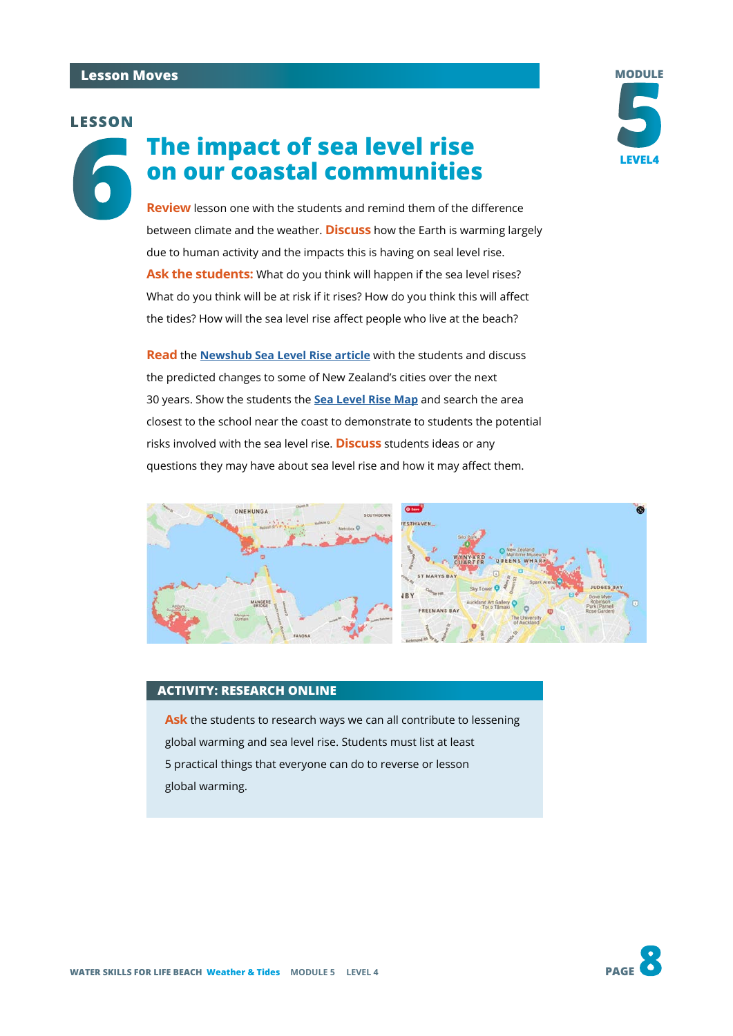## Lesson Moves

**MODULE 5**
**LEVEL 4**

# LESSON 6 The impact of sea level rise on our coastal communities

**Review** lesson one with the students and remind them of the difference between climate and the weather. **Discuss** how the Earth is warming largely due to human activity and the impacts this is having on seal level rise.

**Ask the students:** What do you think will happen if the sea level rises? What do you think will be at risk if it rises? How do you think this will affect the tides? How will the sea level rise affect people who live at the beach?

**Read** the [Newshub Sea Level Rise article] with the students and discuss the predicted changes to some of New Zealand's cities over the next 30 years. Show the students the [Sea Level Rise Map] and search the area closest to the school near the coast to demonstrate to students the potential risks involved with the sea level rise. **Discuss** students ideas or any questions they may have about sea level rise and how it may affect them.

## ACTIVITY: RESEARCH ONLINE

**Ask** the students to research ways we can all contribute to lessening global warming and sea level rise. Students must list at least 5 practical things that everyone can do to reverse or lesson global warming.